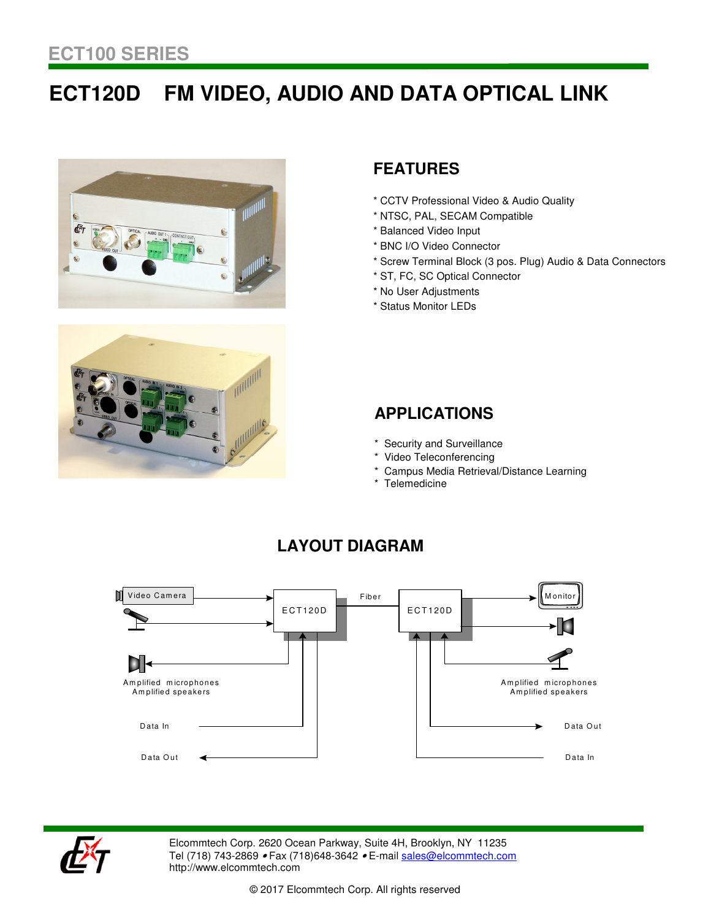# ECT100 SERIES

# ECT120D FM VIDEO, AUDIO AND DATA OPTICAL LINK

## FEATURES

* CCTV Professional Video & Audio Quality
* NTSC, PAL, SECAM Compatible
* Balanced Video Input
* BNC I/O Video Connector
* Screw Terminal Block (3 pos. Plug) Audio & Data Connectors
* ST, FC, SC Optical Connector
* No User Adjustments
* Status Monitor LEDs

## APPLICATIONS

* Security and Surveillance
* Video Teleconferencing
* Campus Media Retrieval/Distance Learning
* Telemedicine

## LAYOUT DIAGRAM

Video Camera — ECT120D — Fiber — ECT120D — Monitor

Amplified microphones
Amplified speakers

Data In
Data Out

Amplified microphones
Amplified speakers

Data Out
Data In

Elcommtech Corp. 2620 Ocean Parkway, Suite 4H, Brooklyn, NY 11235
Tel (718) 743-2869 • Fax (718)648-3642 • E-mail sales@elcommtech.com
http://www.elcommtech.com

© 2017 Elcommtech Corp. All rights reserved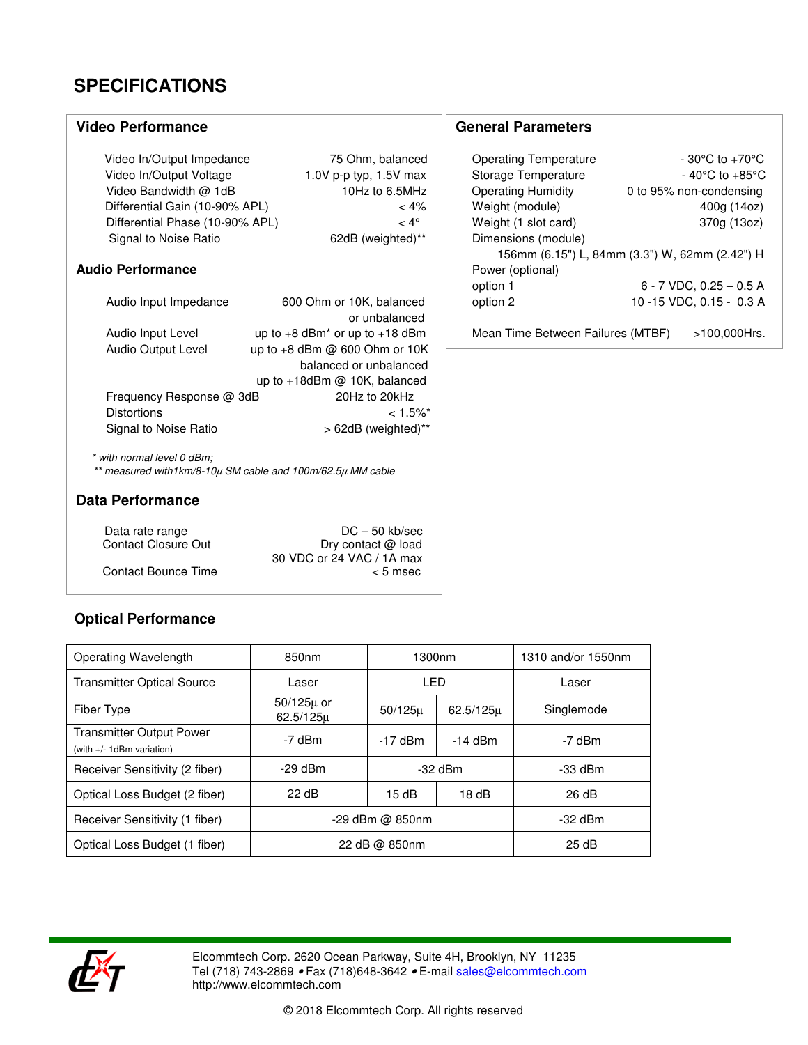# SPECIFICATIONS

## Video Performance

| | |
|---|---|
| Video In/Output Impedance | 75 Ohm, balanced |
| Video In/Output Voltage | 1.0V p-p typ, 1.5V max |
| Video Bandwidth @ 1dB | 10Hz to 6.5MHz |
| Differential Gain (10-90% APL) | < 4% |
| Differential Phase (10-90% APL) | < 4° |
| Signal to Noise Ratio | 62dB (weighted)** |

## Audio Performance

| | |
|---|---|
| Audio Input Impedance | 600 Ohm or 10K, balanced or unbalanced |
| Audio Input Level | up to +8 dBm* or up to +18 dBm |
| Audio Output Level | up to +8 dBm @ 600 Ohm or 10K balanced or unbalanced; up to +18dBm @ 10K, balanced |
| Frequency Response @ 3dB | 20Hz to 20kHz |
| Distortions | < 1.5%* |
| Signal to Noise Ratio | > 62dB (weighted)** |

*\* with normal level 0 dBm;*
*\*\* measured with1km/8-10μ SM cable and 100m/62.5μ MM cable*

## Data Performance

| | |
|---|---|
| Data rate range | DC – 50 kb/sec |
| Contact Closure Out | Dry contact @ load 30 VDC or 24 VAC / 1A max |
| Contact Bounce Time | < 5 msec |

## General Parameters

| | |
|---|---|
| Operating Temperature | - 30°C to +70°C |
| Storage Temperature | - 40°C to +85°C |
| Operating Humidity | 0 to 95% non-condensing |
| Weight (module) | 400g (14oz) |
| Weight (1 slot card) | 370g (13oz) |
| Dimensions (module) | 156mm (6.15") L, 84mm (3.3") W, 62mm (2.42") H |
| Power (optional) | |
| option 1 | 6 - 7 VDC, 0.25 – 0.5 A |
| option 2 | 10 -15 VDC, 0.15 - 0.3 A |
| Mean Time Between Failures (MTBF) | >100,000Hrs. |

## Optical Performance

| Operating Wavelength | 850nm | 1300nm | | 1310 and/or 1550nm |
|---|---|---|---|---|
| Transmitter Optical Source | Laser | LED | | Laser |
| Fiber Type | 50/125μ or 62.5/125μ | 50/125μ | 62.5/125μ | Singlemode |
| Transmitter Output Power (with +/- 1dBm variation) | -7 dBm | -17 dBm | -14 dBm | -7 dBm |
| Receiver Sensitivity (2 fiber) | -29 dBm | -32 dBm | | -33 dBm |
| Optical Loss Budget (2 fiber) | 22 dB | 15 dB | 18 dB | 26 dB |
| Receiver Sensitivity (1 fiber) | -29 dBm @ 850nm | | | -32 dBm |
| Optical Loss Budget (1 fiber) | 22 dB @ 850nm | | | 25 dB |

Elcommtech Corp. 2620 Ocean Parkway, Suite 4H, Brooklyn, NY 11235
Tel (718) 743-2869 • Fax (718)648-3642 • E-mail sales@elcommtech.com
http://www.elcommtech.com

© 2018 Elcommtech Corp. All rights reserved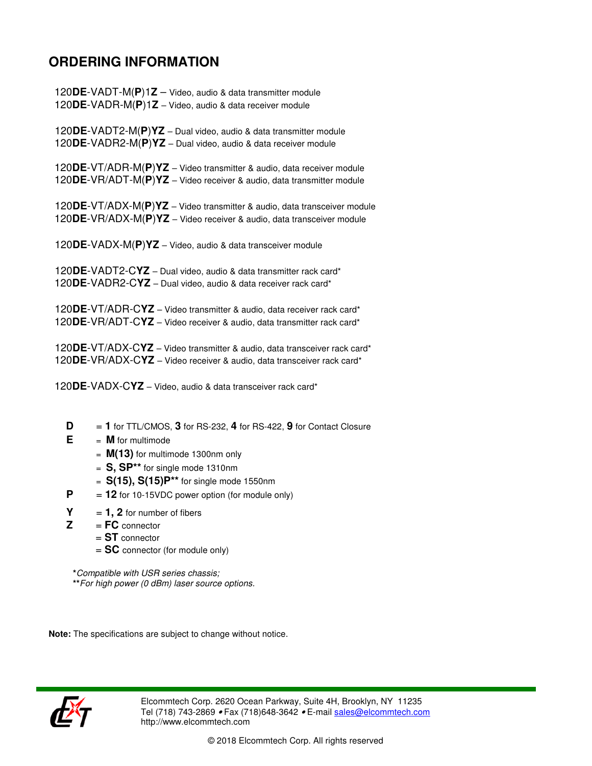## ORDERING INFORMATION

120**DE**-VADT-M(**P**)1**Z** – Video, audio & data transmitter module
120**DE**-VADR-M(**P**)1**Z** – Video, audio & data receiver module

120**DE**-VADT2-M(**P**)**YZ** – Dual video, audio & data transmitter module
120**DE**-VADR2-M(**P**)**YZ** – Dual video, audio & data receiver module

120**DE**-VT/ADR-M(**P**)**YZ** – Video transmitter & audio, data receiver module
120**DE**-VR/ADT-M(**P**)**YZ** – Video receiver & audio, data transmitter module

120**DE**-VT/ADX-M(**P**)**YZ** – Video transmitter & audio, data transceiver module
120**DE**-VR/ADX-M(**P**)**YZ** – Video receiver & audio, data transceiver module

120**DE**-VADX-M(**P**)**YZ** – Video, audio & data transceiver module

120**DE**-VADT2-C**YZ** – Dual video, audio & data transmitter rack card*
120**DE**-VADR2-C**YZ** – Dual video, audio & data receiver rack card*

120**DE**-VT/ADR-C**YZ** – Video transmitter & audio, data receiver rack card*
120**DE**-VR/ADT-C**YZ** – Video receiver & audio, data transmitter rack card*

120**DE**-VT/ADX-C**YZ** – Video transmitter & audio, data transceiver rack card*
120**DE**-VR/ADX-C**YZ** – Video receiver & audio, data transceiver rack card*

120**DE**-VADX-C**YZ** – Video, audio & data transceiver rack card*

**D** = **1** for TTL/CMOS, **3** for RS-232, **4** for RS-422, **9** for Contact Closure
**E** = **M** for multimode
= **M(13)** for multimode 1300nm only
= **S, SP**** for single mode 1310nm
= **S(15), S(15)P**** for single mode 1550nm
**P** = **12** for 10-15VDC power option (for module only)
**Y** = **1, 2** for number of fibers
**Z** = **FC** connector
= **ST** connector
= **SC** connector (for module only)

**Compatible with USR series chassis;*
***For high power (0 dBm) laser source options.*

**Note:** The specifications are subject to change without notice.

Elcommtech Corp. 2620 Ocean Parkway, Suite 4H, Brooklyn, NY 11235
Tel (718) 743-2869 • Fax (718)648-3642 • E-mail sales@elcommtech.com
http://www.elcommtech.com

© 2018 Elcommtech Corp. All rights reserved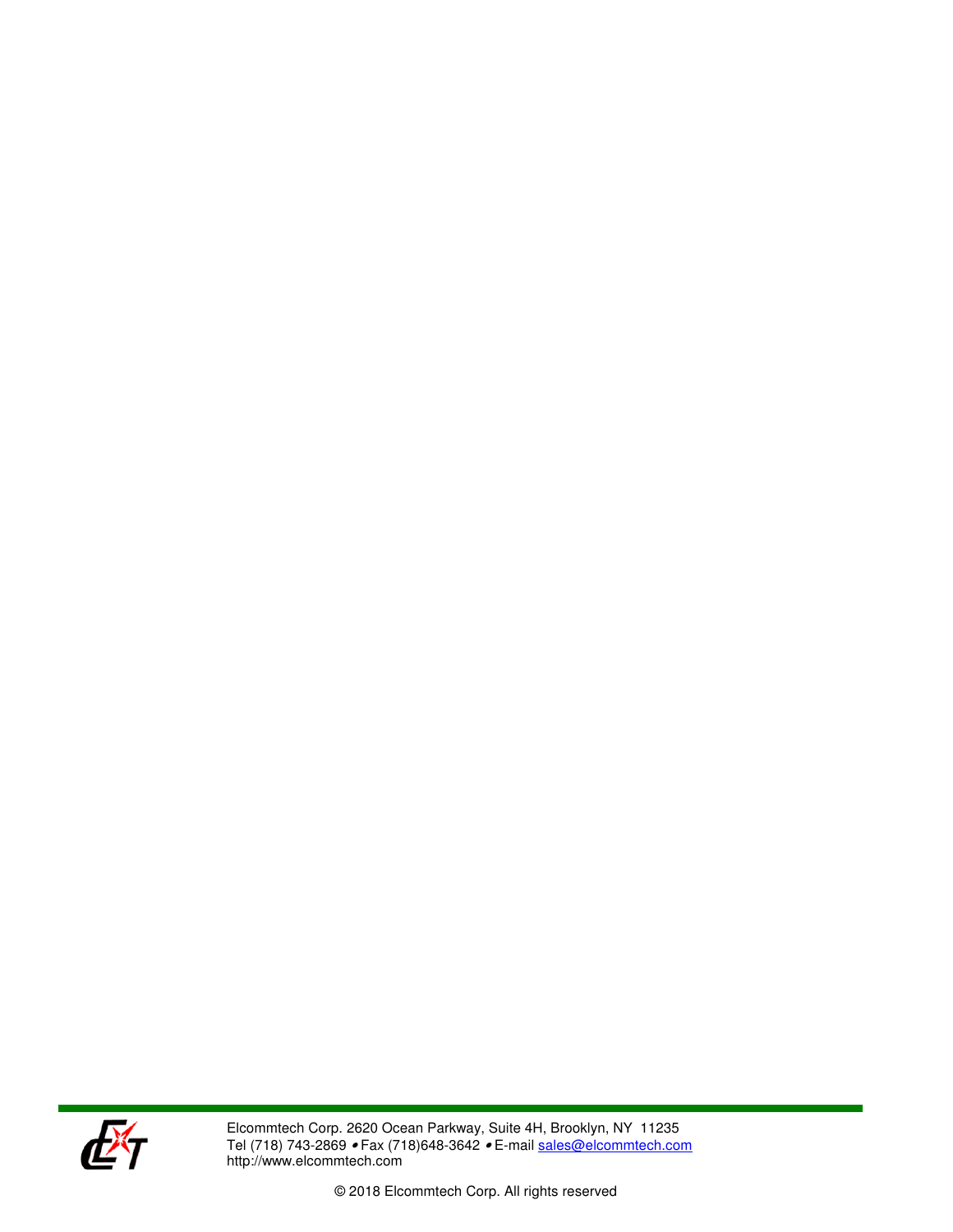Elcommtech Corp. 2620 Ocean Parkway, Suite 4H, Brooklyn, NY 11235
Tel (718) 743-2869 • Fax (718)648-3642 • E-mail sales@elcommtech.com
http://www.elcommtech.com

© 2018 Elcommtech Corp. All rights reserved